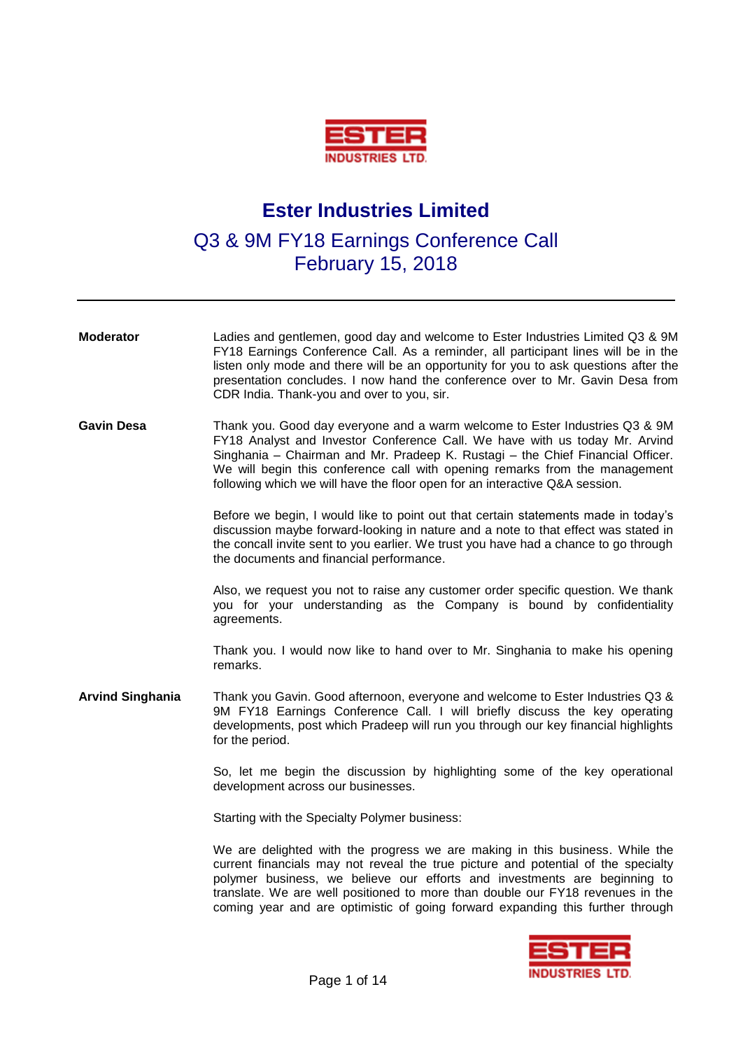# Ester Industries Limited

## Q3 & 9M FY18 Earnings Conference Call
## February 15, 2018

---

**Moderator**

Ladies and gentlemen, good day and welcome to Ester Industries Limited Q3 & 9M FY18 Earnings Conference Call. As a reminder, all participant lines will be in the listen only mode and there will be an opportunity for you to ask questions after the presentation concludes. I now hand the conference over to Mr. Gavin Desa from CDR India. Thank-you and over to you, sir.

**Gavin Desa**

Thank you. Good day everyone and a warm welcome to Ester Industries Q3 & 9M FY18 Analyst and Investor Conference Call. We have with us today Mr. Arvind Singhania – Chairman and Mr. Pradeep K. Rustagi – the Chief Financial Officer. We will begin this conference call with opening remarks from the management following which we will have the floor open for an interactive Q&A session.

Before we begin, I would like to point out that certain statements made in today's discussion maybe forward-looking in nature and a note to that effect was stated in the concall invite sent to you earlier. We trust you have had a chance to go through the documents and financial performance.

Also, we request you not to raise any customer order specific question. We thank you for your understanding as the Company is bound by confidentiality agreements.

Thank you. I would now like to hand over to Mr. Singhania to make his opening remarks.

**Arvind Singhania**

Thank you Gavin. Good afternoon, everyone and welcome to Ester Industries Q3 & 9M FY18 Earnings Conference Call. I will briefly discuss the key operating developments, post which Pradeep will run you through our key financial highlights for the period.

So, let me begin the discussion by highlighting some of the key operational development across our businesses.

Starting with the Specialty Polymer business:

We are delighted with the progress we are making in this business. While the current financials may not reveal the true picture and potential of the specialty polymer business, we believe our efforts and investments are beginning to translate. We are well positioned to more than double our FY18 revenues in the coming year and are optimistic of going forward expanding this further through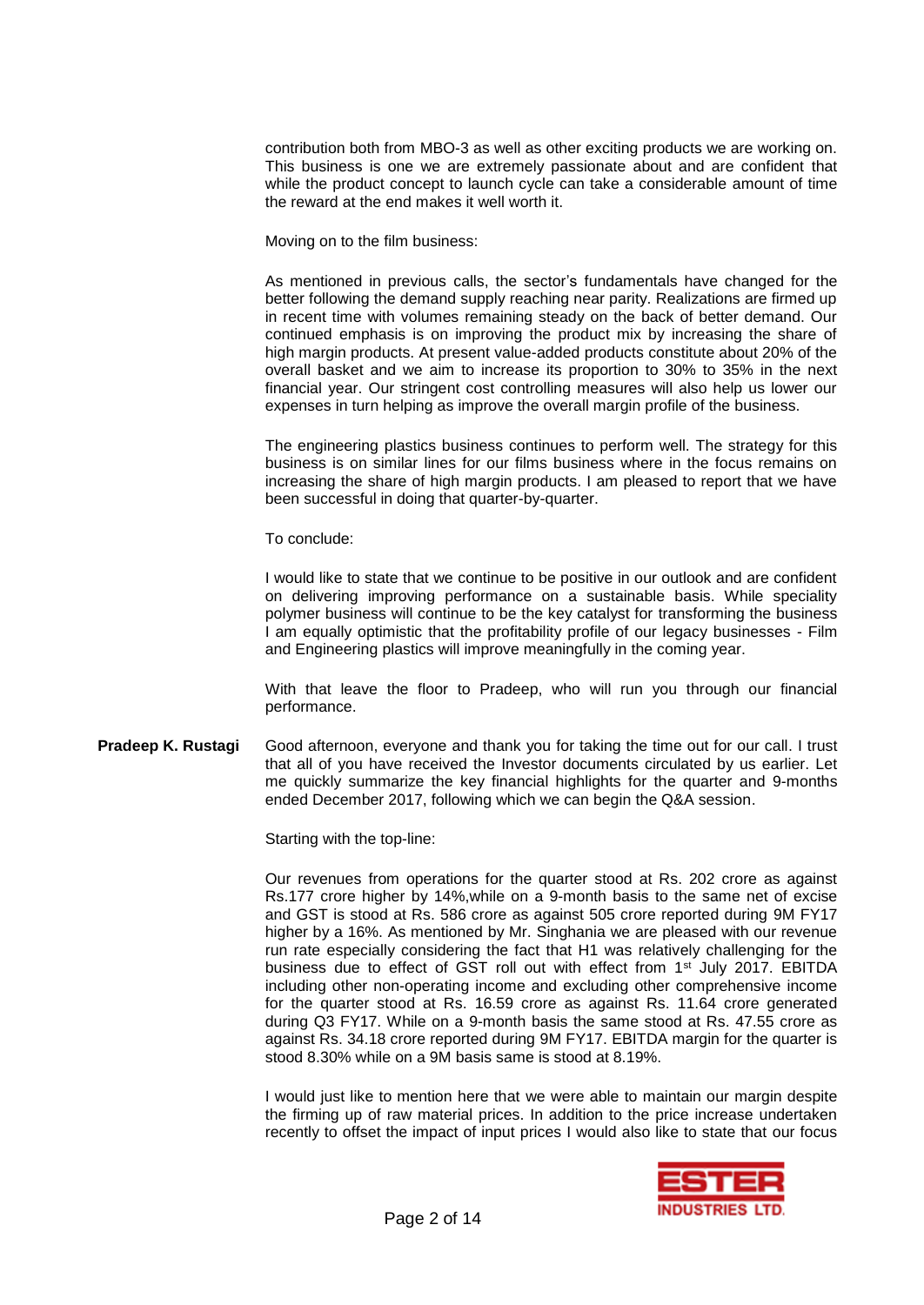contribution both from MBO-3 as well as other exciting products we are working on. This business is one we are extremely passionate about and are confident that while the product concept to launch cycle can take a considerable amount of time the reward at the end makes it well worth it.

Moving on to the film business:

As mentioned in previous calls, the sector's fundamentals have changed for the better following the demand supply reaching near parity. Realizations are firmed up in recent time with volumes remaining steady on the back of better demand. Our continued emphasis is on improving the product mix by increasing the share of high margin products. At present value-added products constitute about 20% of the overall basket and we aim to increase its proportion to 30% to 35% in the next financial year. Our stringent cost controlling measures will also help us lower our expenses in turn helping as improve the overall margin profile of the business.

The engineering plastics business continues to perform well. The strategy for this business is on similar lines for our films business where in the focus remains on increasing the share of high margin products. I am pleased to report that we have been successful in doing that quarter-by-quarter.

To conclude:

I would like to state that we continue to be positive in our outlook and are confident on delivering improving performance on a sustainable basis. While speciality polymer business will continue to be the key catalyst for transforming the business I am equally optimistic that the profitability profile of our legacy businesses - Film and Engineering plastics will improve meaningfully in the coming year.

With that leave the floor to Pradeep, who will run you through our financial performance.

**Pradeep K. Rustagi** Good afternoon, everyone and thank you for taking the time out for our call. I trust that all of you have received the Investor documents circulated by us earlier. Let me quickly summarize the key financial highlights for the quarter and 9-months ended December 2017, following which we can begin the Q&A session.

Starting with the top-line:

Our revenues from operations for the quarter stood at Rs. 202 crore as against Rs.177 crore higher by 14%,while on a 9-month basis to the same net of excise and GST is stood at Rs. 586 crore as against 505 crore reported during 9M FY17 higher by a 16%. As mentioned by Mr. Singhania we are pleased with our revenue run rate especially considering the fact that H1 was relatively challenging for the business due to effect of GST roll out with effect from 1st July 2017. EBITDA including other non-operating income and excluding other comprehensive income for the quarter stood at Rs. 16.59 crore as against Rs. 11.64 crore generated during Q3 FY17. While on a 9-month basis the same stood at Rs. 47.55 crore as against Rs. 34.18 crore reported during 9M FY17. EBITDA margin for the quarter is stood 8.30% while on a 9M basis same is stood at 8.19%.

I would just like to mention here that we were able to maintain our margin despite the firming up of raw material prices. In addition to the price increase undertaken recently to offset the impact of input prices I would also like to state that our focus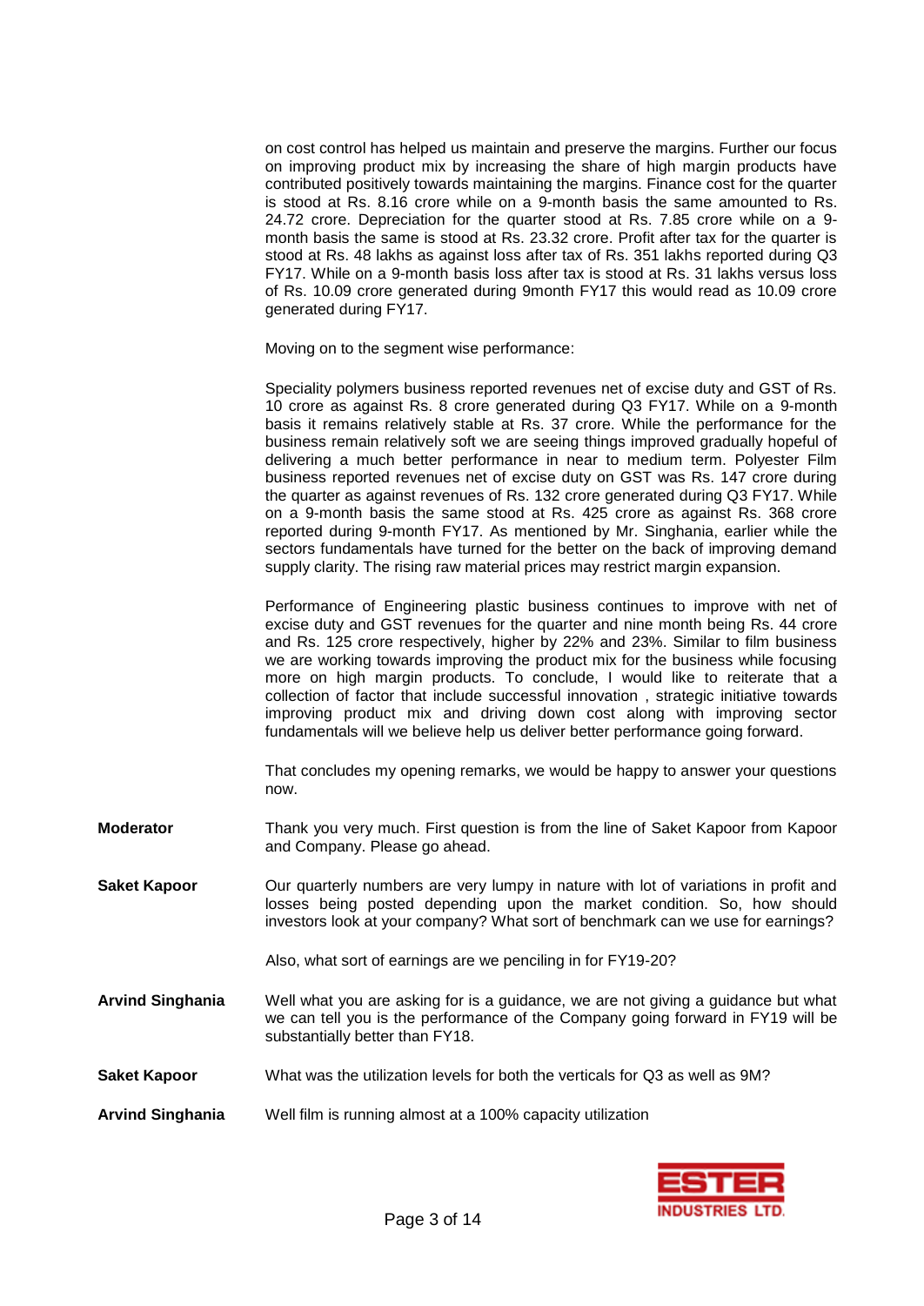on cost control has helped us maintain and preserve the margins. Further our focus on improving product mix by increasing the share of high margin products have contributed positively towards maintaining the margins. Finance cost for the quarter is stood at Rs. 8.16 crore while on a 9-month basis the same amounted to Rs. 24.72 crore. Depreciation for the quarter stood at Rs. 7.85 crore while on a 9-month basis the same is stood at Rs. 23.32 crore. Profit after tax for the quarter is stood at Rs. 48 lakhs as against loss after tax of Rs. 351 lakhs reported during Q3 FY17. While on a 9-month basis loss after tax is stood at Rs. 31 lakhs versus loss of Rs. 10.09 crore generated during 9month FY17 this would read as 10.09 crore generated during FY17.

Moving on to the segment wise performance:

Speciality polymers business reported revenues net of excise duty and GST of Rs. 10 crore as against Rs. 8 crore generated during Q3 FY17. While on a 9-month basis it remains relatively stable at Rs. 37 crore. While the performance for the business remain relatively soft we are seeing things improved gradually hopeful of delivering a much better performance in near to medium term. Polyester Film business reported revenues net of excise duty on GST was Rs. 147 crore during the quarter as against revenues of Rs. 132 crore generated during Q3 FY17. While on a 9-month basis the same stood at Rs. 425 crore as against Rs. 368 crore reported during 9-month FY17. As mentioned by Mr. Singhania, earlier while the sectors fundamentals have turned for the better on the back of improving demand supply clarity. The rising raw material prices may restrict margin expansion.

Performance of Engineering plastic business continues to improve with net of excise duty and GST revenues for the quarter and nine month being Rs. 44 crore and Rs. 125 crore respectively, higher by 22% and 23%. Similar to film business we are working towards improving the product mix for the business while focusing more on high margin products. To conclude, I would like to reiterate that a collection of factor that include successful innovation , strategic initiative towards improving product mix and driving down cost along with improving sector fundamentals will we believe help us deliver better performance going forward.

That concludes my opening remarks, we would be happy to answer your questions now.

**Moderator** Thank you very much. First question is from the line of Saket Kapoor from Kapoor and Company. Please go ahead.

**Saket Kapoor** Our quarterly numbers are very lumpy in nature with lot of variations in profit and losses being posted depending upon the market condition. So, how should investors look at your company? What sort of benchmark can we use for earnings?

Also, what sort of earnings are we penciling in for FY19-20?

**Arvind Singhania** Well what you are asking for is a guidance, we are not giving a guidance but what we can tell you is the performance of the Company going forward in FY19 will be substantially better than FY18.

**Saket Kapoor** What was the utilization levels for both the verticals for Q3 as well as 9M?

**Arvind Singhania** Well film is running almost at a 100% capacity utilization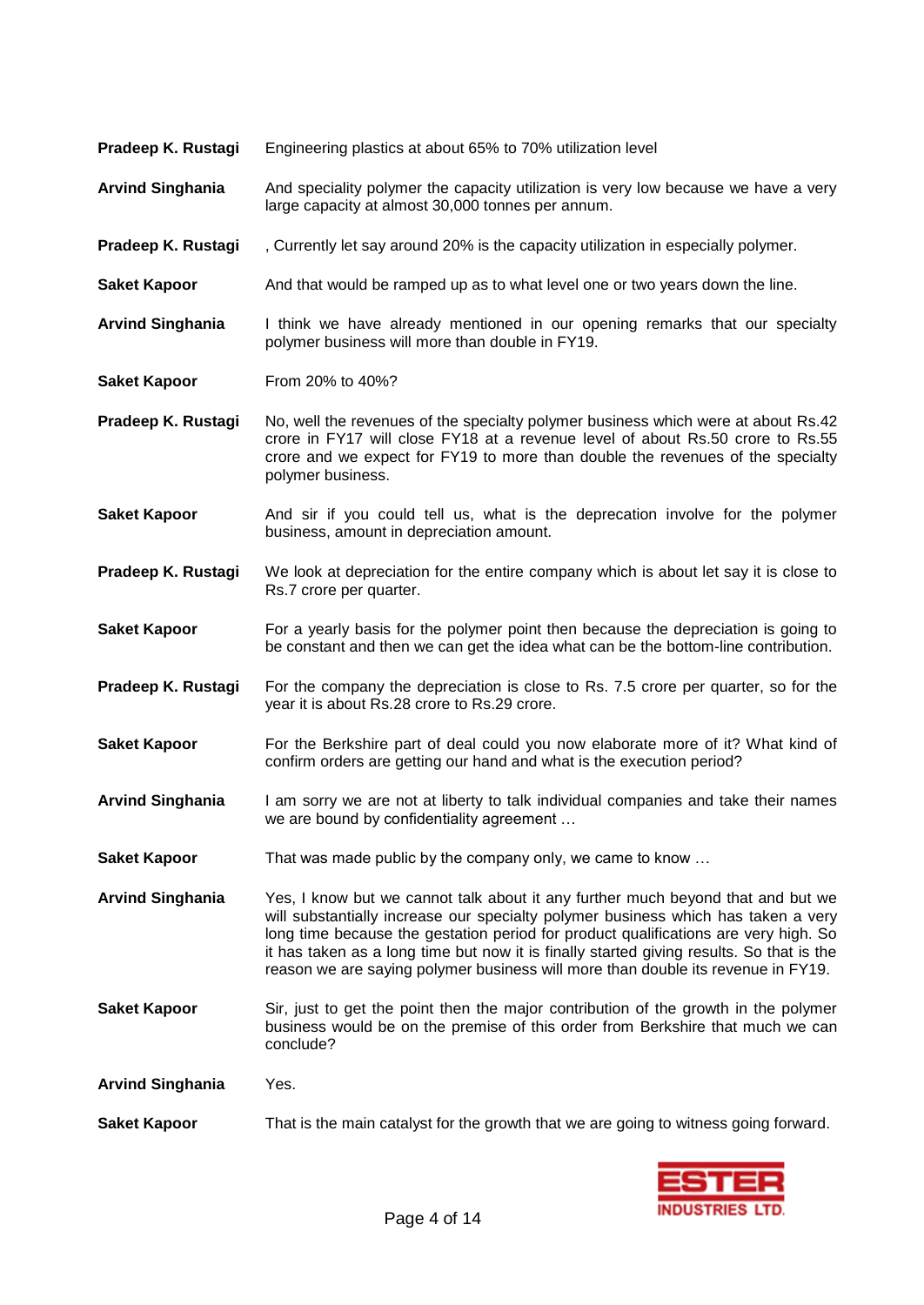**Pradeep K. Rustagi** Engineering plastics at about 65% to 70% utilization level

**Arvind Singhania** And speciality polymer the capacity utilization is very low because we have a very large capacity at almost 30,000 tonnes per annum.

**Pradeep K. Rustagi** , Currently let say around 20% is the capacity utilization in especially polymer.

**Saket Kapoor** And that would be ramped up as to what level one or two years down the line.

**Arvind Singhania** I think we have already mentioned in our opening remarks that our specialty polymer business will more than double in FY19.

**Saket Kapoor** From 20% to 40%?

**Pradeep K. Rustagi** No, well the revenues of the specialty polymer business which were at about Rs.42 crore in FY17 will close FY18 at a revenue level of about Rs.50 crore to Rs.55 crore and we expect for FY19 to more than double the revenues of the specialty polymer business.

**Saket Kapoor** And sir if you could tell us, what is the deprecation involve for the polymer business, amount in depreciation amount.

**Pradeep K. Rustagi** We look at depreciation for the entire company which is about let say it is close to Rs.7 crore per quarter.

**Saket Kapoor** For a yearly basis for the polymer point then because the depreciation is going to be constant and then we can get the idea what can be the bottom-line contribution.

**Pradeep K. Rustagi** For the company the depreciation is close to Rs. 7.5 crore per quarter, so for the year it is about Rs.28 crore to Rs.29 crore.

**Saket Kapoor** For the Berkshire part of deal could you now elaborate more of it? What kind of confirm orders are getting our hand and what is the execution period?

**Arvind Singhania** I am sorry we are not at liberty to talk individual companies and take their names we are bound by confidentiality agreement …

**Saket Kapoor** That was made public by the company only, we came to know …

**Arvind Singhania** Yes, I know but we cannot talk about it any further much beyond that and but we will substantially increase our specialty polymer business which has taken a very long time because the gestation period for product qualifications are very high. So it has taken as a long time but now it is finally started giving results. So that is the reason we are saying polymer business will more than double its revenue in FY19.

**Saket Kapoor** Sir, just to get the point then the major contribution of the growth in the polymer business would be on the premise of this order from Berkshire that much we can conclude?

**Arvind Singhania** Yes.

**Saket Kapoor** That is the main catalyst for the growth that we are going to witness going forward.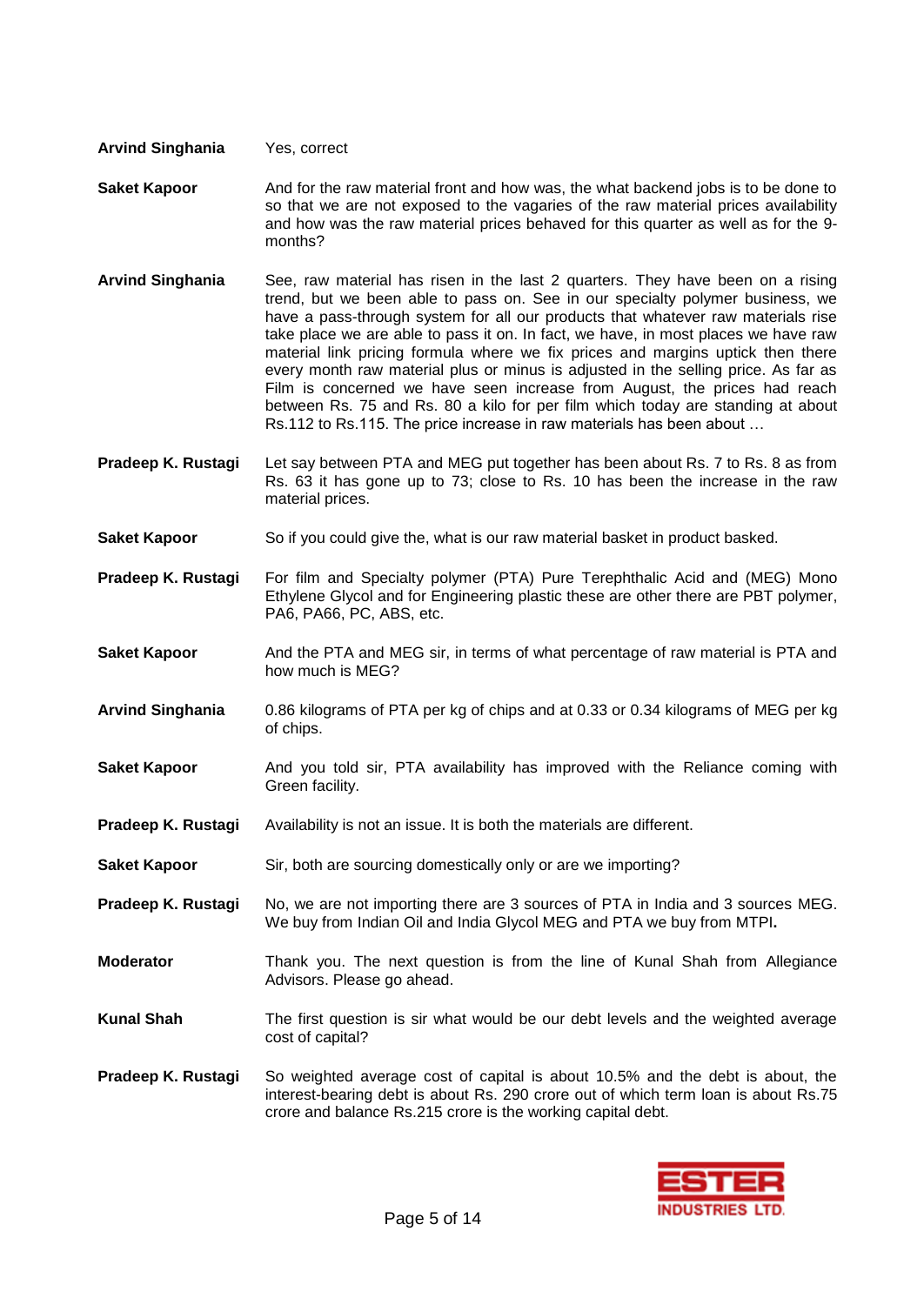**Arvind Singhania** Yes, correct

**Saket Kapoor** And for the raw material front and how was, the what backend jobs is to be done to so that we are not exposed to the vagaries of the raw material prices availability and how was the raw material prices behaved for this quarter as well as for the 9-months?

**Arvind Singhania** See, raw material has risen in the last 2 quarters. They have been on a rising trend, but we been able to pass on. See in our specialty polymer business, we have a pass-through system for all our products that whatever raw materials rise take place we are able to pass it on. In fact, we have, in most places we have raw material link pricing formula where we fix prices and margins uptick then there every month raw material plus or minus is adjusted in the selling price. As far as Film is concerned we have seen increase from August, the prices had reach between Rs. 75 and Rs. 80 a kilo for per film which today are standing at about Rs.112 to Rs.115. The price increase in raw materials has been about …

**Pradeep K. Rustagi** Let say between PTA and MEG put together has been about Rs. 7 to Rs. 8 as from Rs. 63 it has gone up to 73; close to Rs. 10 has been the increase in the raw material prices.

**Saket Kapoor** So if you could give the, what is our raw material basket in product basked.

**Pradeep K. Rustagi** For film and Specialty polymer (PTA) Pure Terephthalic Acid and (MEG) Mono Ethylene Glycol and for Engineering plastic these are other there are PBT polymer, PA6, PA66, PC, ABS, etc.

**Saket Kapoor** And the PTA and MEG sir, in terms of what percentage of raw material is PTA and how much is MEG?

**Arvind Singhania** 0.86 kilograms of PTA per kg of chips and at 0.33 or 0.34 kilograms of MEG per kg of chips.

**Saket Kapoor** And you told sir, PTA availability has improved with the Reliance coming with Green facility.

**Pradeep K. Rustagi** Availability is not an issue. It is both the materials are different.

**Saket Kapoor** Sir, both are sourcing domestically only or are we importing?

**Pradeep K. Rustagi** No, we are not importing there are 3 sources of PTA in India and 3 sources MEG. We buy from Indian Oil and India Glycol MEG and PTA we buy from MTPI**.**

**Moderator** Thank you. The next question is from the line of Kunal Shah from Allegiance Advisors. Please go ahead.

**Kunal Shah** The first question is sir what would be our debt levels and the weighted average cost of capital?

**Pradeep K. Rustagi** So weighted average cost of capital is about 10.5% and the debt is about, the interest-bearing debt is about Rs. 290 crore out of which term loan is about Rs.75 crore and balance Rs.215 crore is the working capital debt.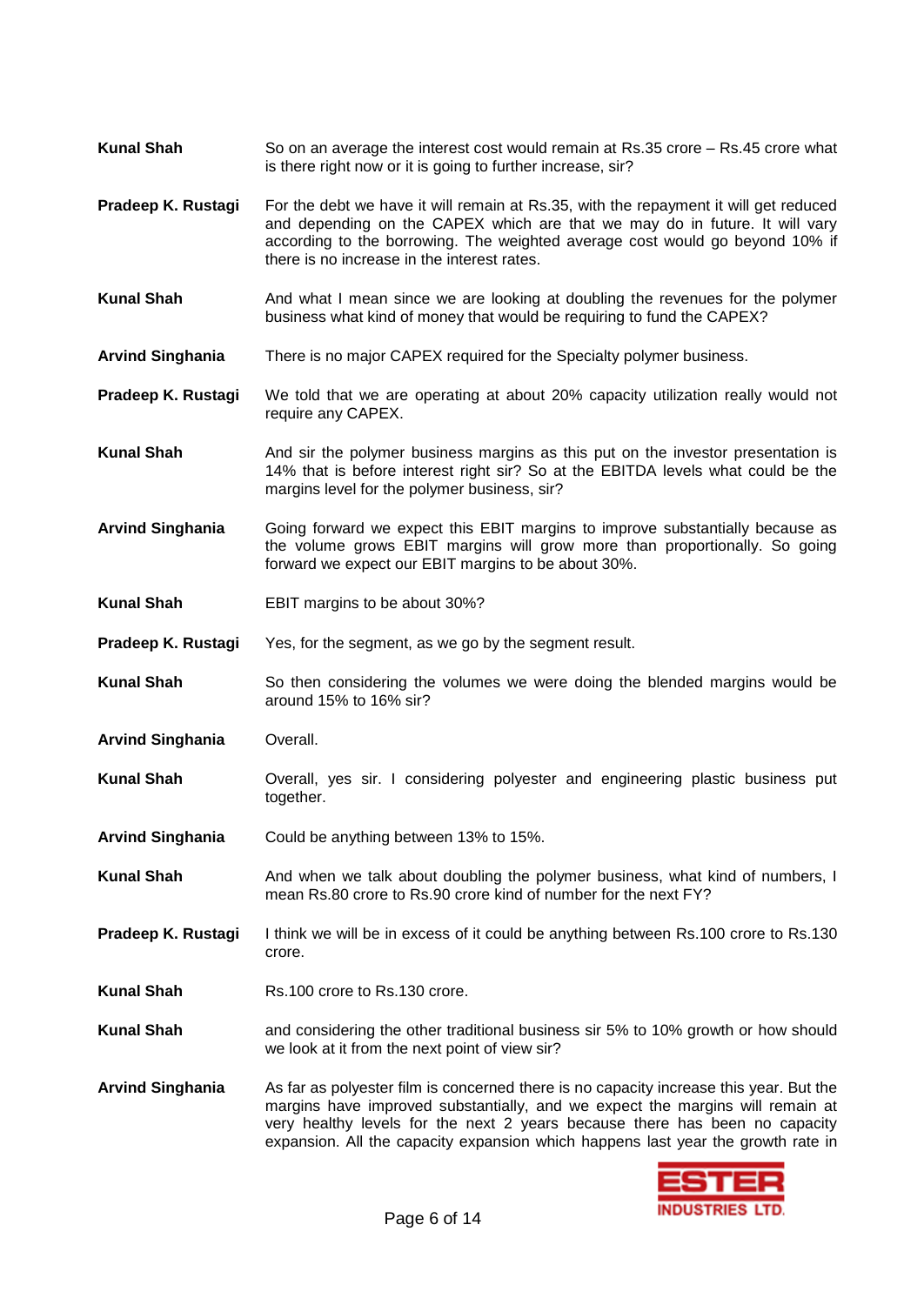**Kunal Shah** So on an average the interest cost would remain at Rs.35 crore – Rs.45 crore what is there right now or it is going to further increase, sir?

**Pradeep K. Rustagi** For the debt we have it will remain at Rs.35, with the repayment it will get reduced and depending on the CAPEX which are that we may do in future. It will vary according to the borrowing. The weighted average cost would go beyond 10% if there is no increase in the interest rates.

**Kunal Shah** And what I mean since we are looking at doubling the revenues for the polymer business what kind of money that would be requiring to fund the CAPEX?

**Arvind Singhania** There is no major CAPEX required for the Specialty polymer business.

**Pradeep K. Rustagi** We told that we are operating at about 20% capacity utilization really would not require any CAPEX.

**Kunal Shah** And sir the polymer business margins as this put on the investor presentation is 14% that is before interest right sir? So at the EBITDA levels what could be the margins level for the polymer business, sir?

**Arvind Singhania** Going forward we expect this EBIT margins to improve substantially because as the volume grows EBIT margins will grow more than proportionally. So going forward we expect our EBIT margins to be about 30%.

**Kunal Shah** EBIT margins to be about 30%?

**Pradeep K. Rustagi** Yes, for the segment, as we go by the segment result.

**Kunal Shah** So then considering the volumes we were doing the blended margins would be around 15% to 16% sir?

**Arvind Singhania** Overall.

**Kunal Shah** Overall, yes sir. I considering polyester and engineering plastic business put together.

**Arvind Singhania** Could be anything between 13% to 15%.

**Kunal Shah** And when we talk about doubling the polymer business, what kind of numbers, I mean Rs.80 crore to Rs.90 crore kind of number for the next FY?

**Pradeep K. Rustagi** I think we will be in excess of it could be anything between Rs.100 crore to Rs.130 crore.

**Kunal Shah** Rs.100 crore to Rs.130 crore.

**Kunal Shah** and considering the other traditional business sir 5% to 10% growth or how should we look at it from the next point of view sir?

**Arvind Singhania** As far as polyester film is concerned there is no capacity increase this year. But the margins have improved substantially, and we expect the margins will remain at very healthy levels for the next 2 years because there has been no capacity expansion. All the capacity expansion which happens last year the growth rate in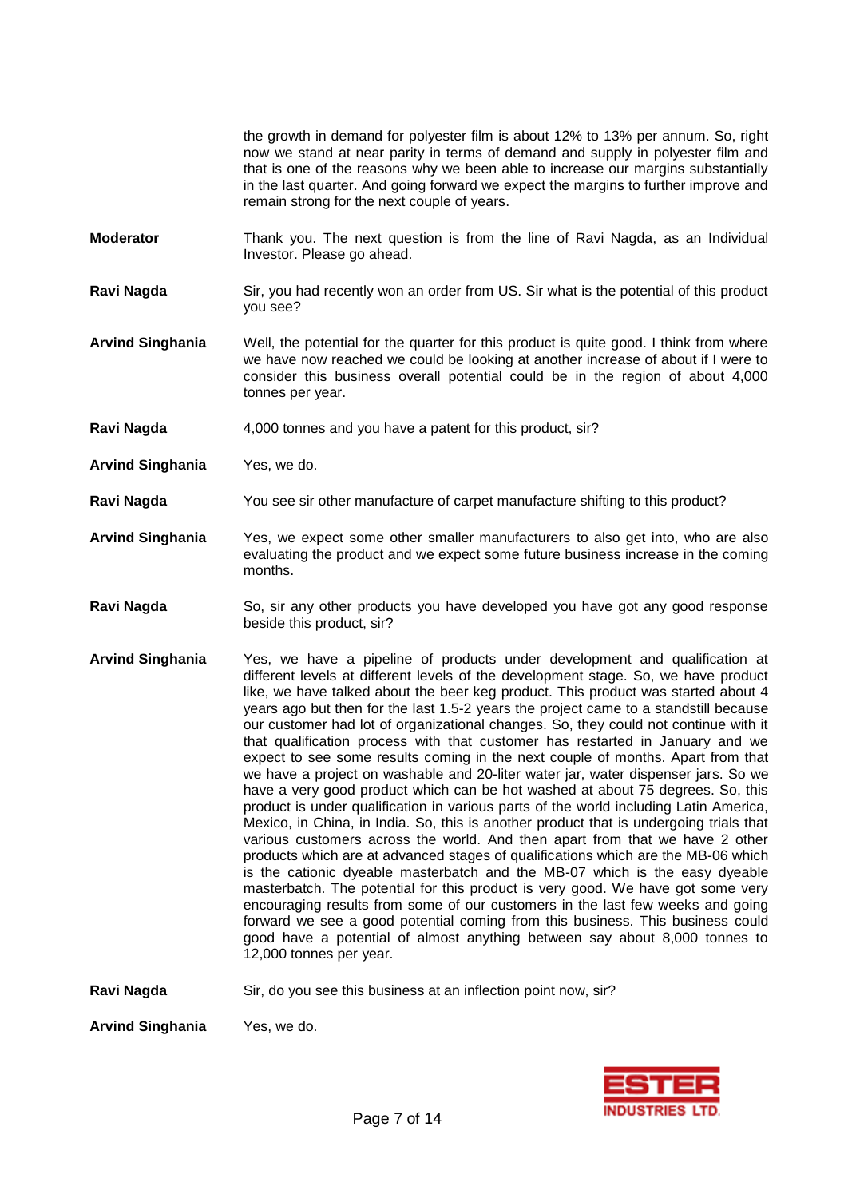the growth in demand for polyester film is about 12% to 13% per annum. So, right now we stand at near parity in terms of demand and supply in polyester film and that is one of the reasons why we been able to increase our margins substantially in the last quarter. And going forward we expect the margins to further improve and remain strong for the next couple of years.

**Moderator** Thank you. The next question is from the line of Ravi Nagda, as an Individual Investor. Please go ahead.

**Ravi Nagda** Sir, you had recently won an order from US. Sir what is the potential of this product you see?

**Arvind Singhania** Well, the potential for the quarter for this product is quite good. I think from where we have now reached we could be looking at another increase of about if I were to consider this business overall potential could be in the region of about 4,000 tonnes per year.

**Ravi Nagda** 4,000 tonnes and you have a patent for this product, sir?

**Arvind Singhania** Yes, we do.

**Ravi Nagda** You see sir other manufacture of carpet manufacture shifting to this product?

**Arvind Singhania** Yes, we expect some other smaller manufacturers to also get into, who are also evaluating the product and we expect some future business increase in the coming months.

**Ravi Nagda** So, sir any other products you have developed you have got any good response beside this product, sir?

**Arvind Singhania** Yes, we have a pipeline of products under development and qualification at different levels at different levels of the development stage. So, we have product like, we have talked about the beer keg product. This product was started about 4 years ago but then for the last 1.5-2 years the project came to a standstill because our customer had lot of organizational changes. So, they could not continue with it that qualification process with that customer has restarted in January and we expect to see some results coming in the next couple of months. Apart from that we have a project on washable and 20-liter water jar, water dispenser jars. So we have a very good product which can be hot washed at about 75 degrees. So, this product is under qualification in various parts of the world including Latin America, Mexico, in China, in India. So, this is another product that is undergoing trials that various customers across the world. And then apart from that we have 2 other products which are at advanced stages of qualifications which are the MB-06 which is the cationic dyeable masterbatch and the MB-07 which is the easy dyeable masterbatch. The potential for this product is very good. We have got some very encouraging results from some of our customers in the last few weeks and going forward we see a good potential coming from this business. This business could good have a potential of almost anything between say about 8,000 tonnes to 12,000 tonnes per year.

**Ravi Nagda** Sir, do you see this business at an inflection point now, sir?

**Arvind Singhania** Yes, we do.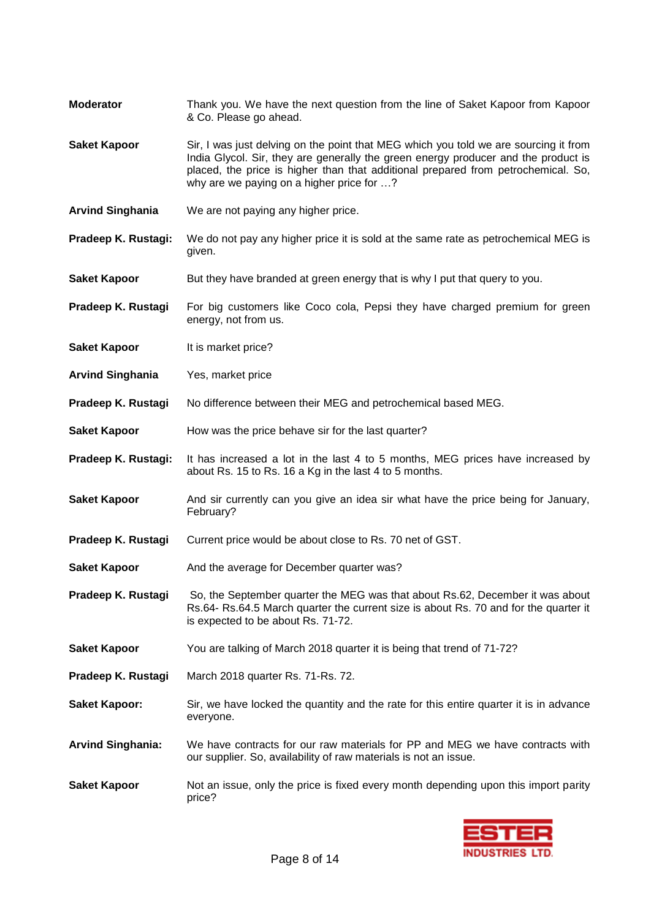**Moderator** Thank you. We have the next question from the line of Saket Kapoor from Kapoor & Co. Please go ahead.

**Saket Kapoor** Sir, I was just delving on the point that MEG which you told we are sourcing it from India Glycol. Sir, they are generally the green energy producer and the product is placed, the price is higher than that additional prepared from petrochemical. So, why are we paying on a higher price for …?

**Arvind Singhania** We are not paying any higher price.

**Pradeep K. Rustagi:** We do not pay any higher price it is sold at the same rate as petrochemical MEG is given.

**Saket Kapoor** But they have branded at green energy that is why I put that query to you.

**Pradeep K. Rustagi** For big customers like Coco cola, Pepsi they have charged premium for green energy, not from us.

**Saket Kapoor** It is market price?

**Arvind Singhania** Yes, market price

**Pradeep K. Rustagi** No difference between their MEG and petrochemical based MEG.

**Saket Kapoor** How was the price behave sir for the last quarter?

**Pradeep K. Rustagi:** It has increased a lot in the last 4 to 5 months, MEG prices have increased by about Rs. 15 to Rs. 16 a Kg in the last 4 to 5 months.

**Saket Kapoor** And sir currently can you give an idea sir what have the price being for January, February?

**Pradeep K. Rustagi** Current price would be about close to Rs. 70 net of GST.

**Saket Kapoor** And the average for December quarter was?

**Pradeep K. Rustagi** So, the September quarter the MEG was that about Rs.62, December it was about Rs.64- Rs.64.5 March quarter the current size is about Rs. 70 and for the quarter it is expected to be about Rs. 71-72.

**Saket Kapoor** You are talking of March 2018 quarter it is being that trend of 71-72?

**Pradeep K. Rustagi** March 2018 quarter Rs. 71-Rs. 72.

**Saket Kapoor:** Sir, we have locked the quantity and the rate for this entire quarter it is in advance everyone.

**Arvind Singhania:** We have contracts for our raw materials for PP and MEG we have contracts with our supplier. So, availability of raw materials is not an issue.

**Saket Kapoor** Not an issue, only the price is fixed every month depending upon this import parity price?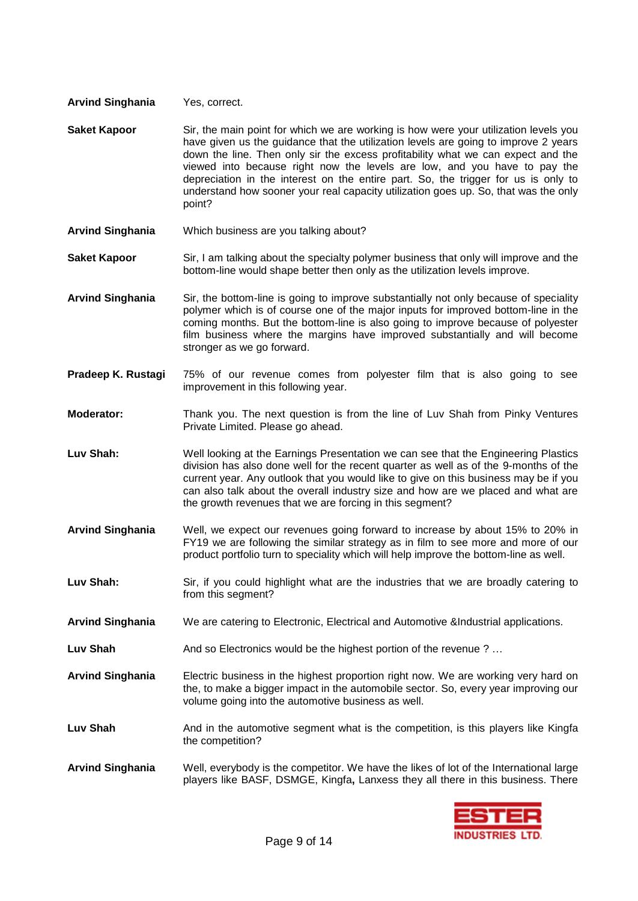**Arvind Singhania** Yes, correct.

**Saket Kapoor** Sir, the main point for which we are working is how were your utilization levels you have given us the guidance that the utilization levels are going to improve 2 years down the line. Then only sir the excess profitability what we can expect and the viewed into because right now the levels are low, and you have to pay the depreciation in the interest on the entire part. So, the trigger for us is only to understand how sooner your real capacity utilization goes up. So, that was the only point?

**Arvind Singhania** Which business are you talking about?

**Saket Kapoor** Sir, I am talking about the specialty polymer business that only will improve and the bottom-line would shape better then only as the utilization levels improve.

**Arvind Singhania** Sir, the bottom-line is going to improve substantially not only because of speciality polymer which is of course one of the major inputs for improved bottom-line in the coming months. But the bottom-line is also going to improve because of polyester film business where the margins have improved substantially and will become stronger as we go forward.

**Pradeep K. Rustagi** 75% of our revenue comes from polyester film that is also going to see improvement in this following year.

**Moderator:** Thank you. The next question is from the line of Luv Shah from Pinky Ventures Private Limited. Please go ahead.

**Luv Shah:** Well looking at the Earnings Presentation we can see that the Engineering Plastics division has also done well for the recent quarter as well as of the 9-months of the current year. Any outlook that you would like to give on this business may be if you can also talk about the overall industry size and how are we placed and what are the growth revenues that we are forcing in this segment?

**Arvind Singhania** Well, we expect our revenues going forward to increase by about 15% to 20% in FY19 we are following the similar strategy as in film to see more and more of our product portfolio turn to speciality which will help improve the bottom-line as well.

**Luv Shah:** Sir, if you could highlight what are the industries that we are broadly catering to from this segment?

**Arvind Singhania** We are catering to Electronic, Electrical and Automotive &Industrial applications.

**Luv Shah** And so Electronics would be the highest portion of the revenue ? …

**Arvind Singhania** Electric business in the highest proportion right now. We are working very hard on the, to make a bigger impact in the automobile sector. So, every year improving our volume going into the automotive business as well.

**Luv Shah** And in the automotive segment what is the competition, is this players like Kingfa the competition?

**Arvind Singhania** Well, everybody is the competitor. We have the likes of lot of the International large players like BASF, DSMGE, Kingfa**,** Lanxess they all there in this business. There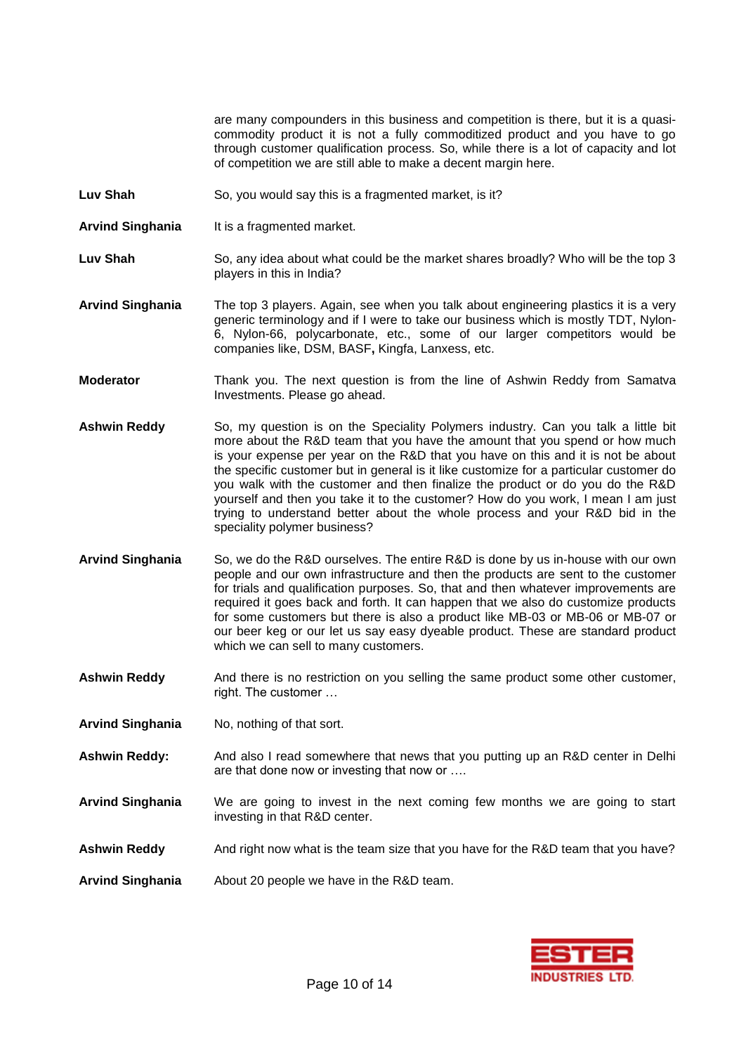are many compounders in this business and competition is there, but it is a quasi-commodity product it is not a fully commoditized product and you have to go through customer qualification process. So, while there is a lot of capacity and lot of competition we are still able to make a decent margin here.

**Luv Shah**: So, you would say this is a fragmented market, is it?

**Arvind Singhania**: It is a fragmented market.

**Luv Shah**: So, any idea about what could be the market shares broadly? Who will be the top 3 players in this in India?

**Arvind Singhania**: The top 3 players. Again, see when you talk about engineering plastics it is a very generic terminology and if I were to take our business which is mostly TDT, Nylon-6, Nylon-66, polycarbonate, etc., some of our larger competitors would be companies like, DSM, BASF**,** Kingfa, Lanxess, etc.

**Moderator**: Thank you. The next question is from the line of Ashwin Reddy from Samatva Investments. Please go ahead.

**Ashwin Reddy**: So, my question is on the Speciality Polymers industry. Can you talk a little bit more about the R&D team that you have the amount that you spend or how much is your expense per year on the R&D that you have on this and it is not be about the specific customer but in general is it like customize for a particular customer do you walk with the customer and then finalize the product or do you do the R&D yourself and then you take it to the customer? How do you work, I mean I am just trying to understand better about the whole process and your R&D bid in the speciality polymer business?

**Arvind Singhania**: So, we do the R&D ourselves. The entire R&D is done by us in-house with our own people and our own infrastructure and then the products are sent to the customer for trials and qualification purposes. So, that and then whatever improvements are required it goes back and forth. It can happen that we also do customize products for some customers but there is also a product like MB-03 or MB-06 or MB-07 or our beer keg or our let us say easy dyeable product. These are standard product which we can sell to many customers.

**Ashwin Reddy**: And there is no restriction on you selling the same product some other customer, right. The customer …

**Arvind Singhania**: No, nothing of that sort.

**Ashwin Reddy:**: And also I read somewhere that news that you putting up an R&D center in Delhi are that done now or investing that now or ….

**Arvind Singhania**: We are going to invest in the next coming few months we are going to start investing in that R&D center.

**Ashwin Reddy**: And right now what is the team size that you have for the R&D team that you have?

**Arvind Singhania**: About 20 people we have in the R&D team.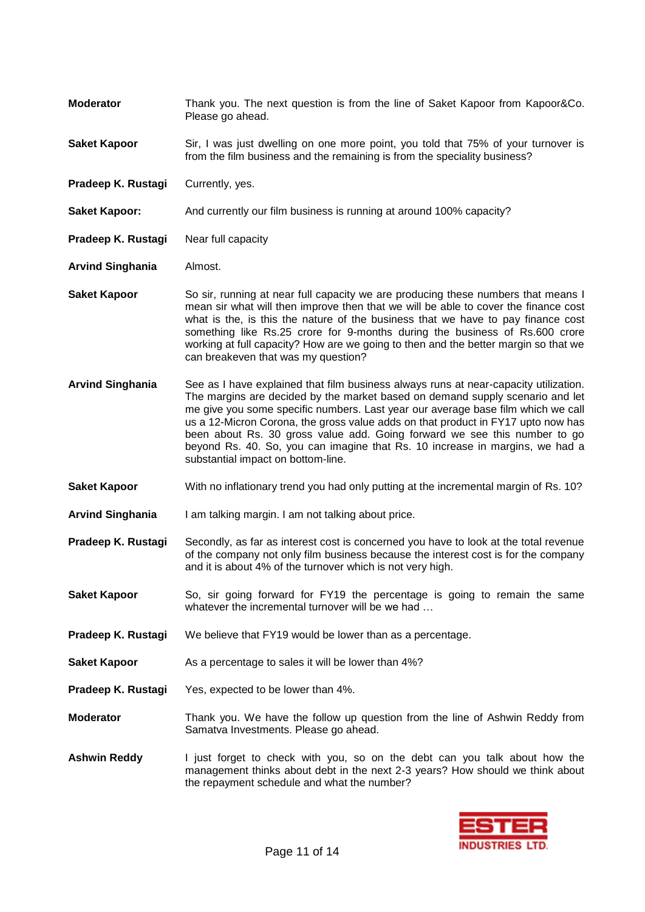**Moderator** Thank you. The next question is from the line of Saket Kapoor from Kapoor&Co. Please go ahead.

**Saket Kapoor** Sir, I was just dwelling on one more point, you told that 75% of your turnover is from the film business and the remaining is from the speciality business?

**Pradeep K. Rustagi** Currently, yes.

**Saket Kapoor:** And currently our film business is running at around 100% capacity?

**Pradeep K. Rustagi** Near full capacity

**Arvind Singhania** Almost.

**Saket Kapoor** So sir, running at near full capacity we are producing these numbers that means I mean sir what will then improve then that we will be able to cover the finance cost what is the, is this the nature of the business that we have to pay finance cost something like Rs.25 crore for 9-months during the business of Rs.600 crore working at full capacity? How are we going to then and the better margin so that we can breakeven that was my question?

**Arvind Singhania** See as I have explained that film business always runs at near-capacity utilization. The margins are decided by the market based on demand supply scenario and let me give you some specific numbers. Last year our average base film which we call us a 12-Micron Corona, the gross value adds on that product in FY17 upto now has been about Rs. 30 gross value add. Going forward we see this number to go beyond Rs. 40. So, you can imagine that Rs. 10 increase in margins, we had a substantial impact on bottom-line.

**Saket Kapoor** With no inflationary trend you had only putting at the incremental margin of Rs. 10?

**Arvind Singhania** I am talking margin. I am not talking about price.

**Pradeep K. Rustagi** Secondly, as far as interest cost is concerned you have to look at the total revenue of the company not only film business because the interest cost is for the company and it is about 4% of the turnover which is not very high.

**Saket Kapoor** So, sir going forward for FY19 the percentage is going to remain the same whatever the incremental turnover will be we had …

**Pradeep K. Rustagi** We believe that FY19 would be lower than as a percentage.

**Saket Kapoor** As a percentage to sales it will be lower than 4%?

**Pradeep K. Rustagi** Yes, expected to be lower than 4%.

**Moderator** Thank you. We have the follow up question from the line of Ashwin Reddy from Samatva Investments. Please go ahead.

**Ashwin Reddy** I just forget to check with you, so on the debt can you talk about how the management thinks about debt in the next 2-3 years? How should we think about the repayment schedule and what the number?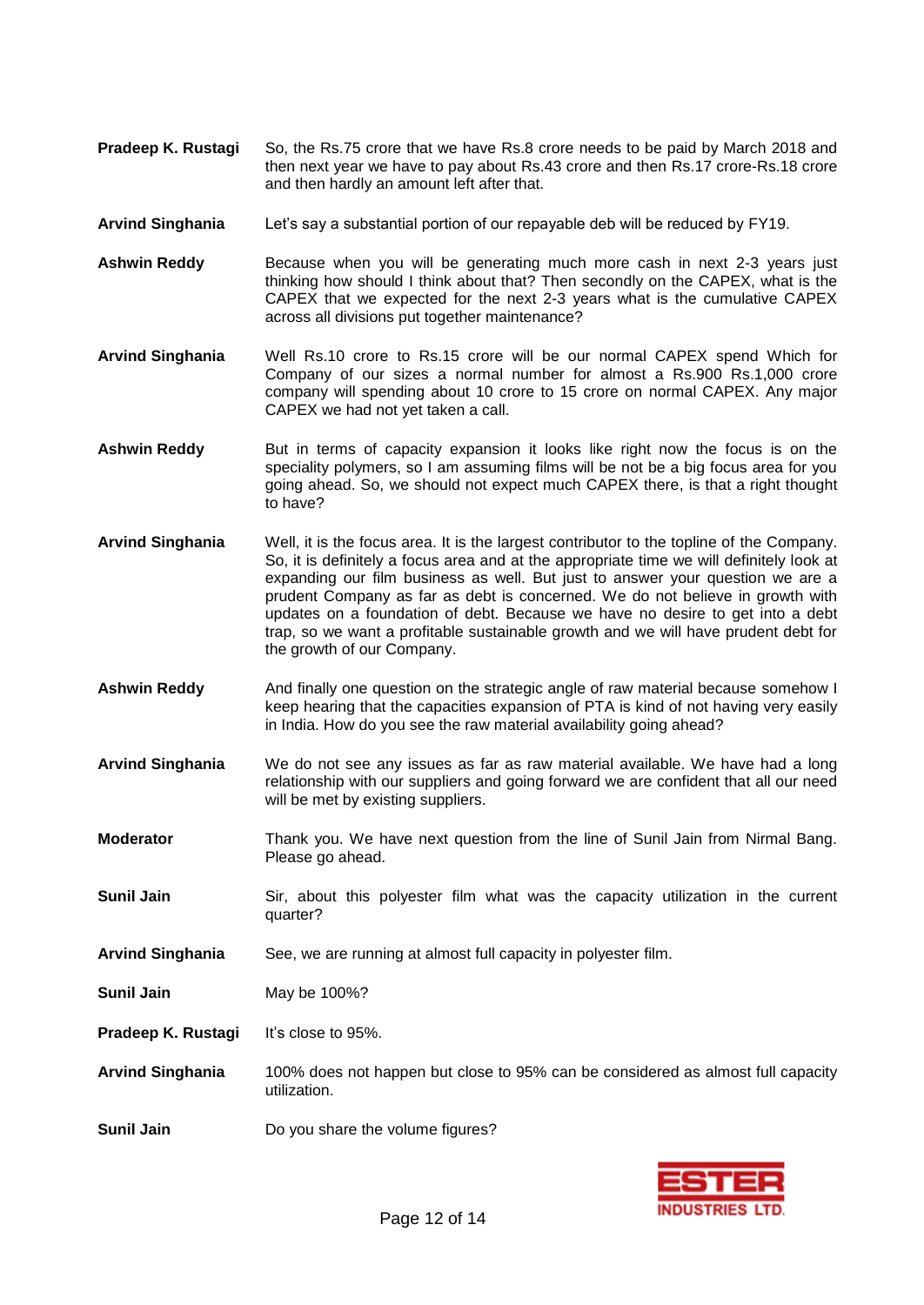**Pradeep K. Rustagi** So, the Rs.75 crore that we have Rs.8 crore needs to be paid by March 2018 and then next year we have to pay about Rs.43 crore and then Rs.17 crore-Rs.18 crore and then hardly an amount left after that.

**Arvind Singhania** Let's say a substantial portion of our repayable deb will be reduced by FY19.

**Ashwin Reddy** Because when you will be generating much more cash in next 2-3 years just thinking how should I think about that? Then secondly on the CAPEX, what is the CAPEX that we expected for the next 2-3 years what is the cumulative CAPEX across all divisions put together maintenance?

**Arvind Singhania** Well Rs.10 crore to Rs.15 crore will be our normal CAPEX spend Which for Company of our sizes a normal number for almost a Rs.900 Rs.1,000 crore company will spending about 10 crore to 15 crore on normal CAPEX. Any major CAPEX we had not yet taken a call.

**Ashwin Reddy** But in terms of capacity expansion it looks like right now the focus is on the speciality polymers, so I am assuming films will be not be a big focus area for you going ahead. So, we should not expect much CAPEX there, is that a right thought to have?

**Arvind Singhania** Well, it is the focus area. It is the largest contributor to the topline of the Company. So, it is definitely a focus area and at the appropriate time we will definitely look at expanding our film business as well. But just to answer your question we are a prudent Company as far as debt is concerned. We do not believe in growth with updates on a foundation of debt. Because we have no desire to get into a debt trap, so we want a profitable sustainable growth and we will have prudent debt for the growth of our Company.

**Ashwin Reddy** And finally one question on the strategic angle of raw material because somehow I keep hearing that the capacities expansion of PTA is kind of not having very easily in India. How do you see the raw material availability going ahead?

**Arvind Singhania** We do not see any issues as far as raw material available. We have had a long relationship with our suppliers and going forward we are confident that all our need will be met by existing suppliers.

**Moderator** Thank you. We have next question from the line of Sunil Jain from Nirmal Bang. Please go ahead.

**Sunil Jain** Sir, about this polyester film what was the capacity utilization in the current quarter?

**Arvind Singhania** See, we are running at almost full capacity in polyester film.

**Sunil Jain** May be 100%?

**Pradeep K. Rustagi** It's close to 95%.

**Arvind Singhania** 100% does not happen but close to 95% can be considered as almost full capacity utilization.

**Sunil Jain** Do you share the volume figures?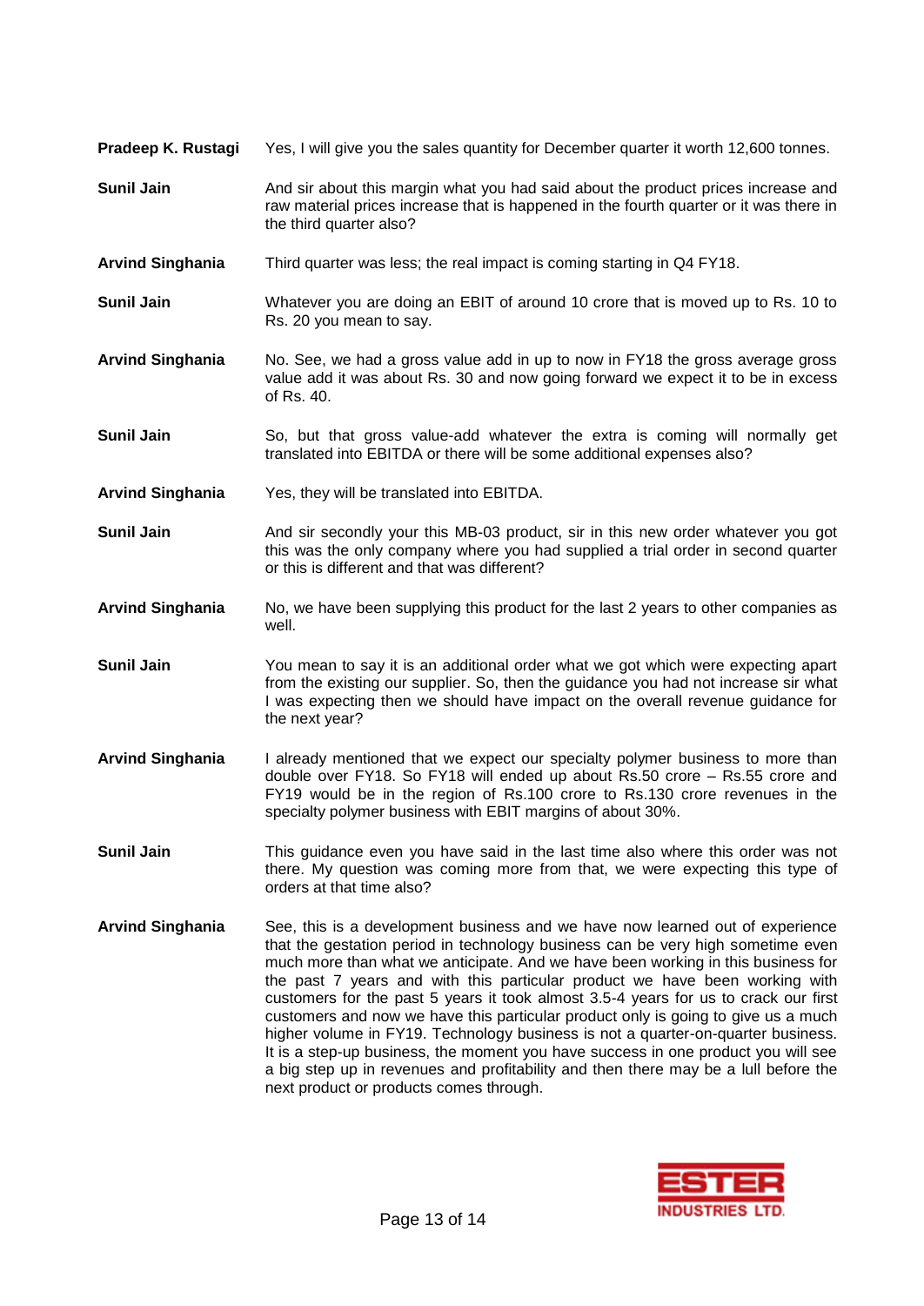**Pradeep K. Rustagi** Yes, I will give you the sales quantity for December quarter it worth 12,600 tonnes.

**Sunil Jain** And sir about this margin what you had said about the product prices increase and raw material prices increase that is happened in the fourth quarter or it was there in the third quarter also?

**Arvind Singhania** Third quarter was less; the real impact is coming starting in Q4 FY18.

**Sunil Jain** Whatever you are doing an EBIT of around 10 crore that is moved up to Rs. 10 to Rs. 20 you mean to say.

**Arvind Singhania** No. See, we had a gross value add in up to now in FY18 the gross average gross value add it was about Rs. 30 and now going forward we expect it to be in excess of Rs. 40.

**Sunil Jain** So, but that gross value-add whatever the extra is coming will normally get translated into EBITDA or there will be some additional expenses also?

**Arvind Singhania** Yes, they will be translated into EBITDA.

**Sunil Jain** And sir secondly your this MB-03 product, sir in this new order whatever you got this was the only company where you had supplied a trial order in second quarter or this is different and that was different?

**Arvind Singhania** No, we have been supplying this product for the last 2 years to other companies as well.

**Sunil Jain** You mean to say it is an additional order what we got which were expecting apart from the existing our supplier. So, then the guidance you had not increase sir what I was expecting then we should have impact on the overall revenue guidance for the next year?

**Arvind Singhania** I already mentioned that we expect our specialty polymer business to more than double over FY18. So FY18 will ended up about Rs.50 crore – Rs.55 crore and FY19 would be in the region of Rs.100 crore to Rs.130 crore revenues in the specialty polymer business with EBIT margins of about 30%.

**Sunil Jain** This guidance even you have said in the last time also where this order was not there. My question was coming more from that, we were expecting this type of orders at that time also?

**Arvind Singhania** See, this is a development business and we have now learned out of experience that the gestation period in technology business can be very high sometime even much more than what we anticipate. And we have been working in this business for the past 7 years and with this particular product we have been working with customers for the past 5 years it took almost 3.5-4 years for us to crack our first customers and now we have this particular product only is going to give us a much higher volume in FY19. Technology business is not a quarter-on-quarter business. It is a step-up business, the moment you have success in one product you will see a big step up in revenues and profitability and then there may be a lull before the next product or products comes through.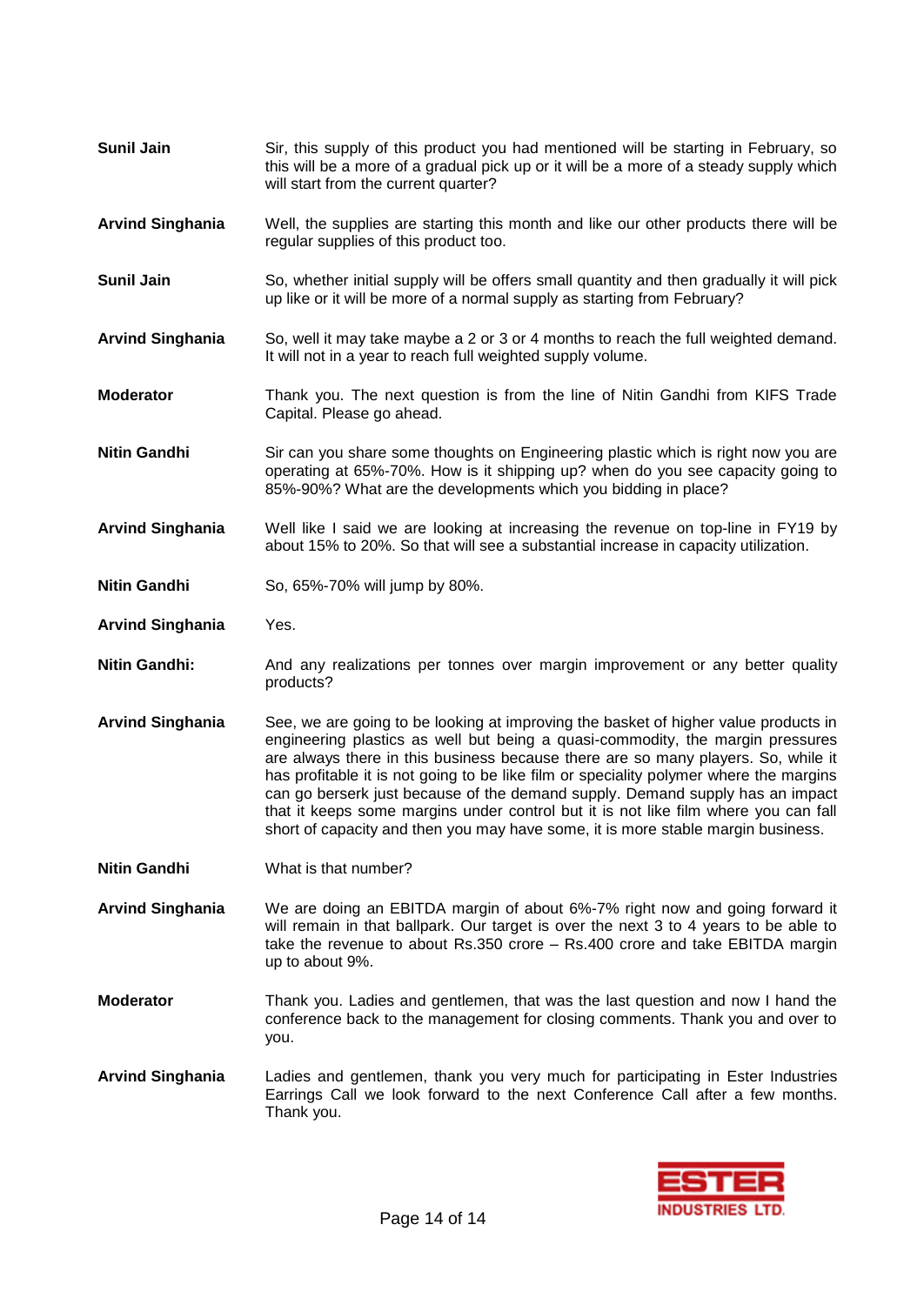**Sunil Jain** Sir, this supply of this product you had mentioned will be starting in February, so this will be a more of a gradual pick up or it will be a more of a steady supply which will start from the current quarter?

**Arvind Singhania** Well, the supplies are starting this month and like our other products there will be regular supplies of this product too.

**Sunil Jain** So, whether initial supply will be offers small quantity and then gradually it will pick up like or it will be more of a normal supply as starting from February?

**Arvind Singhania** So, well it may take maybe a 2 or 3 or 4 months to reach the full weighted demand. It will not in a year to reach full weighted supply volume.

**Moderator** Thank you. The next question is from the line of Nitin Gandhi from KIFS Trade Capital. Please go ahead.

**Nitin Gandhi** Sir can you share some thoughts on Engineering plastic which is right now you are operating at 65%-70%. How is it shipping up? when do you see capacity going to 85%-90%? What are the developments which you bidding in place?

**Arvind Singhania** Well like I said we are looking at increasing the revenue on top-line in FY19 by about 15% to 20%. So that will see a substantial increase in capacity utilization.

**Nitin Gandhi** So, 65%-70% will jump by 80%.

**Arvind Singhania** Yes.

**Nitin Gandhi:** And any realizations per tonnes over margin improvement or any better quality products?

**Arvind Singhania** See, we are going to be looking at improving the basket of higher value products in engineering plastics as well but being a quasi-commodity, the margin pressures are always there in this business because there are so many players. So, while it has profitable it is not going to be like film or speciality polymer where the margins can go berserk just because of the demand supply. Demand supply has an impact that it keeps some margins under control but it is not like film where you can fall short of capacity and then you may have some, it is more stable margin business.

**Nitin Gandhi** What is that number?

**Arvind Singhania** We are doing an EBITDA margin of about 6%-7% right now and going forward it will remain in that ballpark. Our target is over the next 3 to 4 years to be able to take the revenue to about Rs.350 crore – Rs.400 crore and take EBITDA margin up to about 9%.

**Moderator** Thank you. Ladies and gentlemen, that was the last question and now I hand the conference back to the management for closing comments. Thank you and over to you.

**Arvind Singhania** Ladies and gentlemen, thank you very much for participating in Ester Industries Earrings Call we look forward to the next Conference Call after a few months. Thank you.